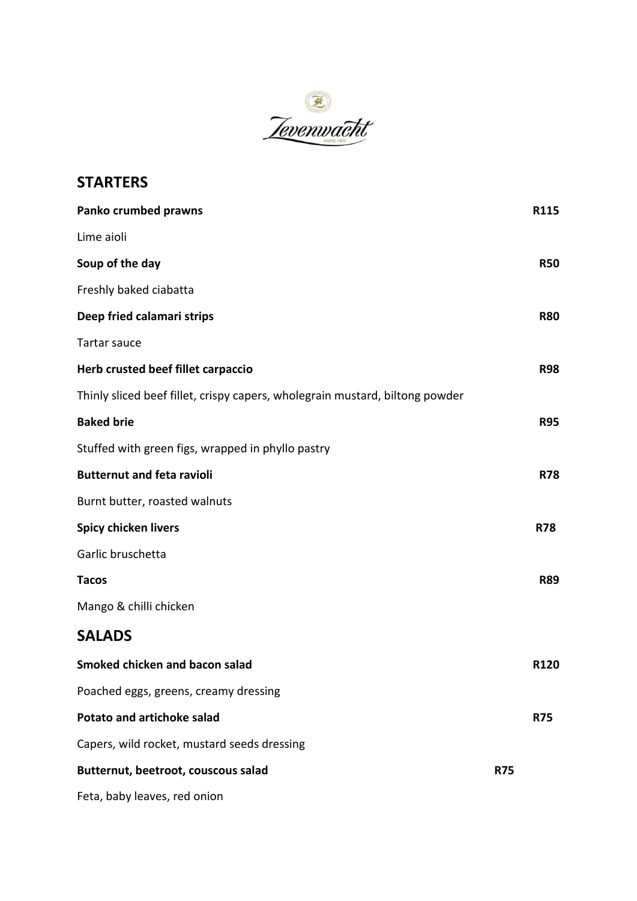Zevenwacht

ANNO 1800

## STARTERS

**Panko crumbed prawns** **R115**

Lime aioli

**Soup of the day** **R50**

Freshly baked ciabatta

**Deep fried calamari strips** **R80**

Tartar sauce

**Herb crusted beef fillet carpaccio** **R98**

Thinly sliced beef fillet, crispy capers, wholegrain mustard, biltong powder

**Baked brie** **R95**

Stuffed with green figs, wrapped in phyllo pastry

**Butternut and feta ravioli** **R78**

Burnt butter, roasted walnuts

**Spicy chicken livers** **R78**

Garlic bruschetta

**Tacos** **R89**

Mango & chilli chicken

## SALADS

**Smoked chicken and bacon salad** **R120**

Poached eggs, greens, creamy dressing

**Potato and artichoke salad** **R75**

Capers, wild rocket, mustard seeds dressing

**Butternut, beetroot, couscous salad** **R75**

Feta, baby leaves, red onion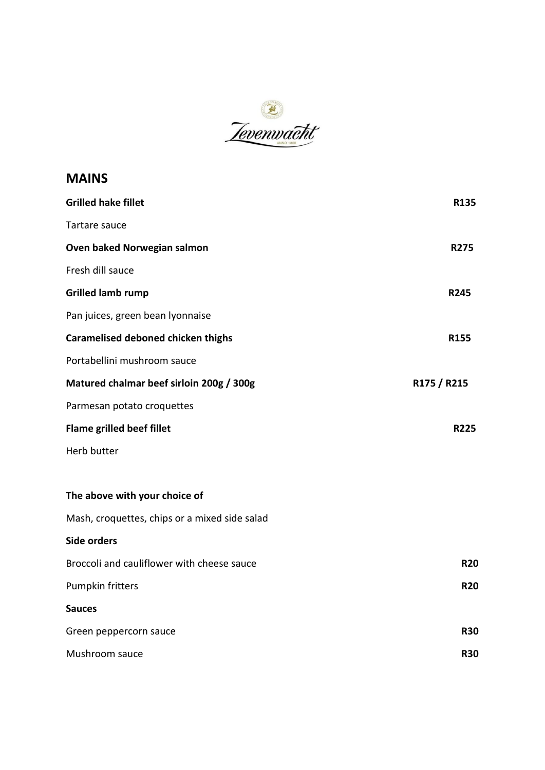Zevenwacht
ANNO 1800

## MAINS

**Grilled hake fillet** **R135**

Tartare sauce

**Oven baked Norwegian salmon** **R275**

Fresh dill sauce

**Grilled lamb rump** **R245**

Pan juices, green bean lyonnaise

**Caramelised deboned chicken thighs** **R155**

Portabellini mushroom sauce

**Matured chalmar beef sirloin 200g / 300g** **R175 / R215**

Parmesan potato croquettes

**Flame grilled beef fillet** **R225**

Herb butter

**The above with your choice of**

Mash, croquettes, chips or a mixed side salad

**Side orders**

Broccoli and cauliflower with cheese sauce **R20**

Pumpkin fritters **R20**

**Sauces**

Green peppercorn sauce **R30**

Mushroom sauce **R30**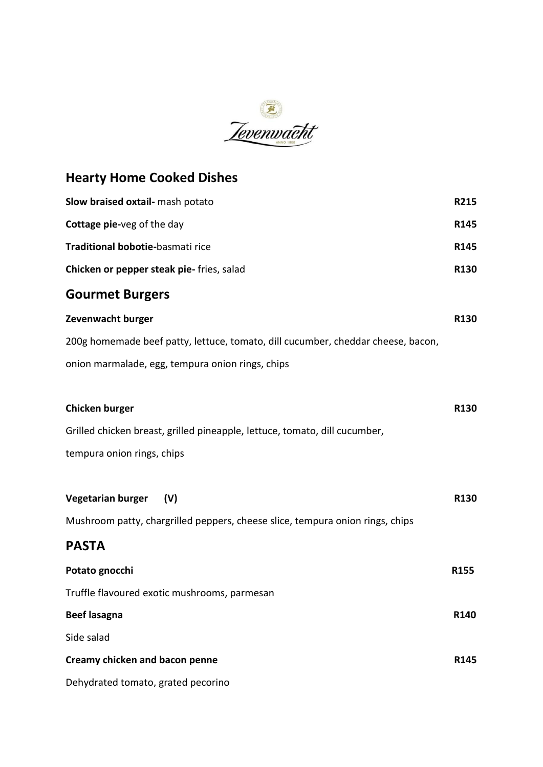Zevenwacht

ANNO 1800

## Hearty Home Cooked Dishes

**Slow braised oxtail-** mash potato R215

**Cottage pie-**veg of the day R145

**Traditional bobotie-**basmati rice R145

**Chicken or pepper steak pie-** fries, salad R130

## Gourmet Burgers

**Zevenwacht burger** R130

200g homemade beef patty, lettuce, tomato, dill cucumber, cheddar cheese, bacon, onion marmalade, egg, tempura onion rings, chips

**Chicken burger** R130

Grilled chicken breast, grilled pineapple, lettuce, tomato, dill cucumber, tempura onion rings, chips

**Vegetarian burger (V)** R130

Mushroom patty, chargrilled peppers, cheese slice, tempura onion rings, chips

## PASTA

**Potato gnocchi** R155

Truffle flavoured exotic mushrooms, parmesan

**Beef lasagna** R140

Side salad

**Creamy chicken and bacon penne** R145

Dehydrated tomato, grated pecorino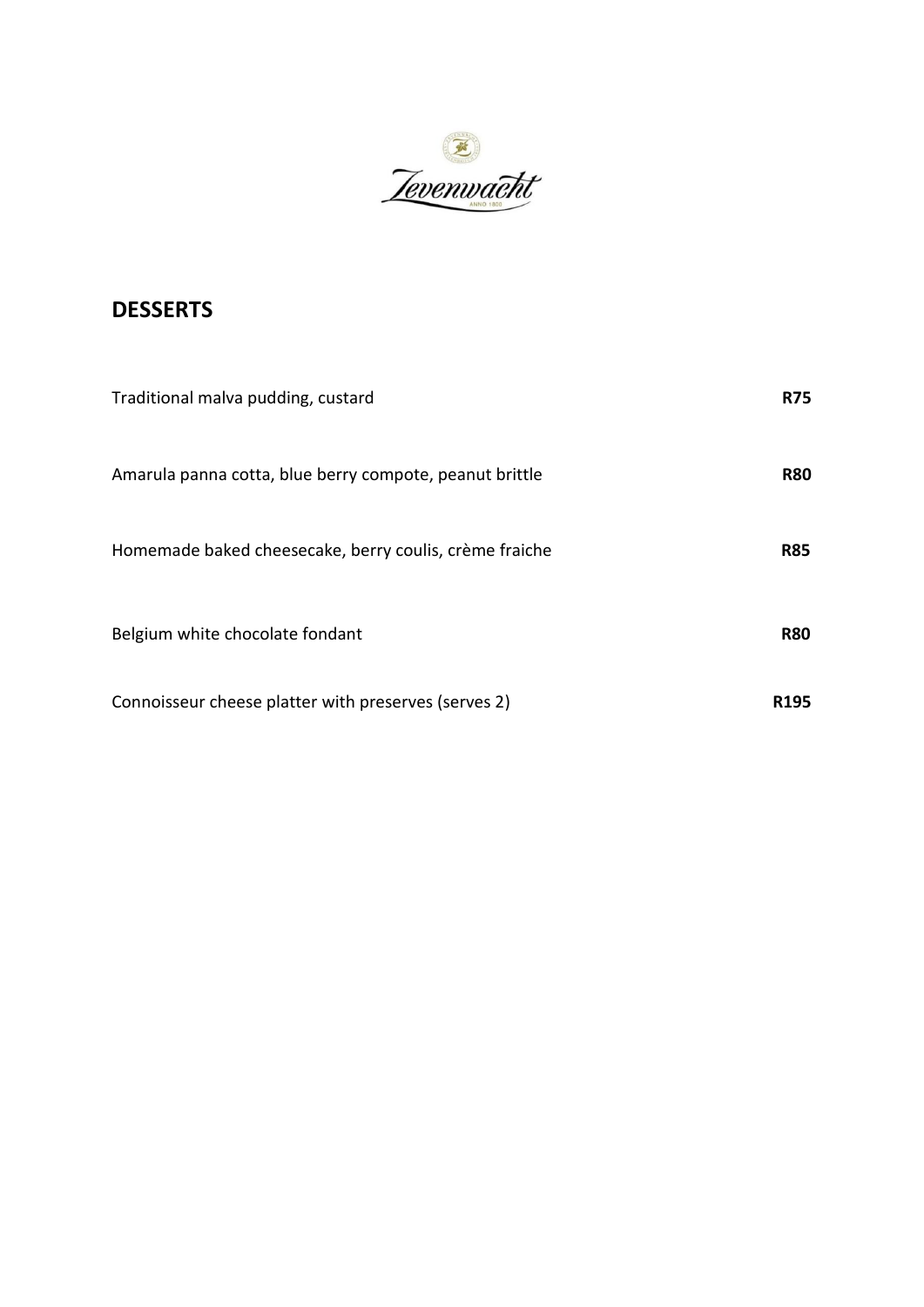## DESSERTS

| | |
|---|---|
| Traditional malva pudding, custard | **R75** |
| Amarula panna cotta, blue berry compote, peanut brittle | **R80** |
| Homemade baked cheesecake, berry coulis, crème fraiche | **R85** |
| Belgium white chocolate fondant | **R80** |
| Connoisseur cheese platter with preserves (serves 2) | **R195** |